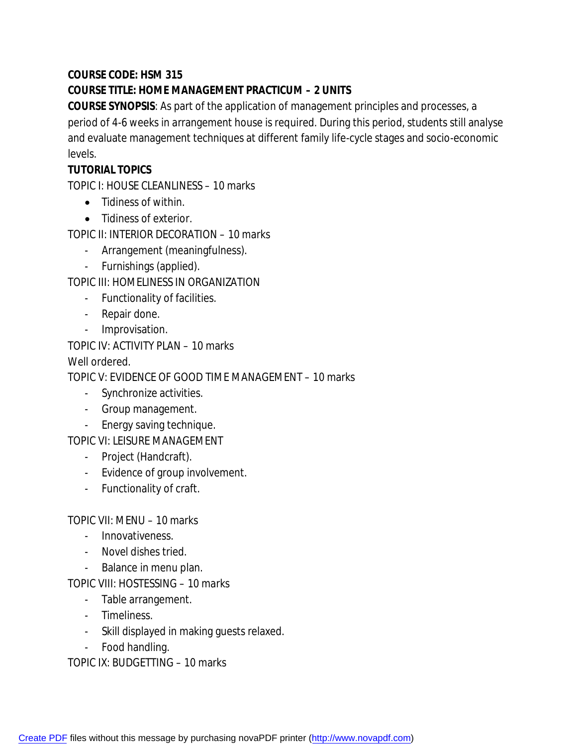**COURSE CODE: HSM 315**

**COURSE TITLE: HOME MANAGEMENT PRACTICUM – 2 UNITS**

**COURSE SYNOPSIS**: As part of the application of management principles and processes, a period of 4-6 weeks in arrangement house is required. During this period, students still analyse and evaluate management techniques at different family life-cycle stages and socio-economic levels.

**TUTORIAL TOPICS**

TOPIC I: HOUSE CLEANLINESS – 10 marks

- Tidiness of within.
- Tidiness of exterior.

TOPIC II: INTERIOR DECORATION – 10 marks

- Arrangement (meaningfulness).
- Furnishings (applied).

TOPIC III: HOMELINESS IN ORGANIZATION

- Functionality of facilities.
- Repair done.
- Improvisation.

TOPIC IV: ACTIVITY PLAN – 10 marks

Well ordered.

TOPIC V: EVIDENCE OF GOOD TIME MANAGEMENT – 10 marks

- Synchronize activities.
- Group management.
- Energy saving technique.

TOPIC VI: LEISURE MANAGEMENT

- Project (Handcraft).
- Evidence of group involvement.
- Functionality of craft.

TOPIC VII: MENU – 10 marks

- Innovativeness.
- Novel dishes tried.
- Balance in menu plan.

TOPIC VIII: HOSTESSING – 10 marks

- Table arrangement.
- Timeliness.
- Skill displayed in making guests relaxed.
- Food handling.

TOPIC IX: BUDGETTING – 10 marks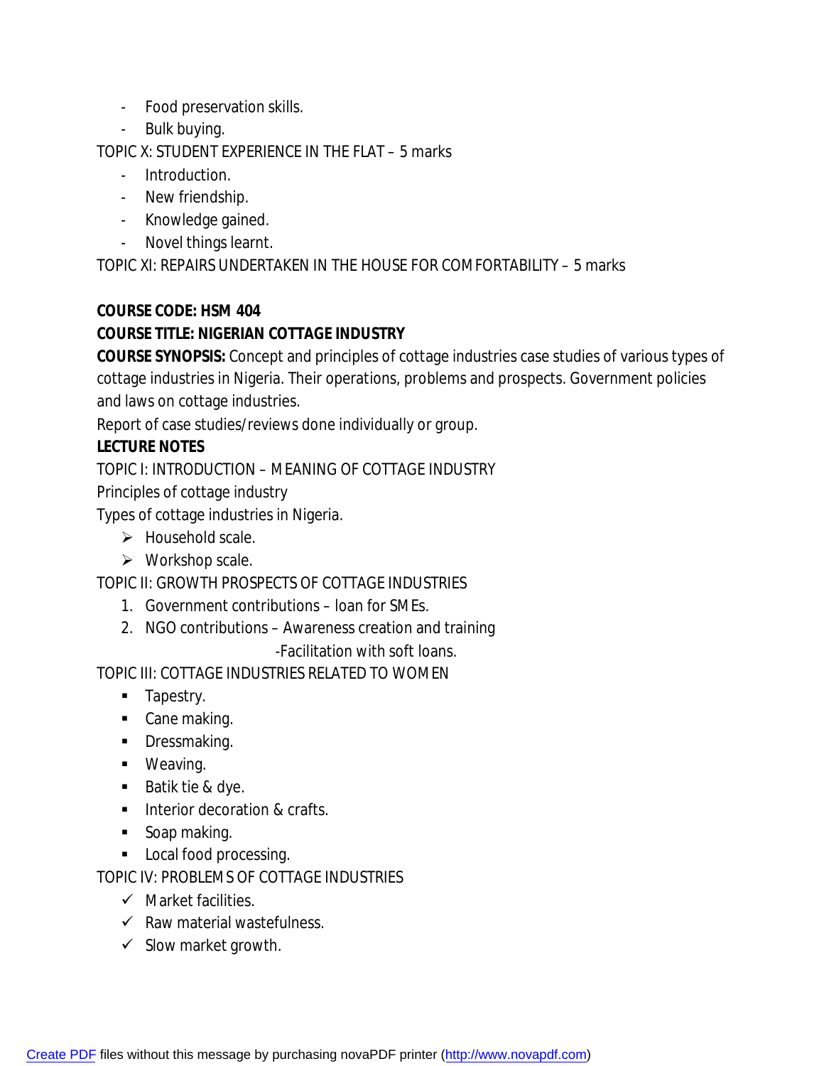- Food preservation skills.
- Bulk buying.

TOPIC X: STUDENT EXPERIENCE IN THE FLAT – 5 marks

- Introduction.
- New friendship.
- Knowledge gained.
- Novel things learnt.

TOPIC XI: REPAIRS UNDERTAKEN IN THE HOUSE FOR COMFORTABILITY – 5 marks

**COURSE CODE: HSM 404**

**COURSE TITLE: NIGERIAN COTTAGE INDUSTRY**

**COURSE SYNOPSIS:** Concept and principles of cottage industries case studies of various types of cottage industries in Nigeria. Their operations, problems and prospects. Government policies and laws on cottage industries.

Report of case studies/reviews done individually or group.

**LECTURE NOTES**

TOPIC I: INTRODUCTION – MEANING OF COTTAGE INDUSTRY

Principles of cottage industry

Types of cottage industries in Nigeria.

- Household scale.
- Workshop scale.

TOPIC II: GROWTH PROSPECTS OF COTTAGE INDUSTRIES

1. Government contributions – loan for SMEs.
2. NGO contributions – Awareness creation and training
   -Facilitation with soft loans.

TOPIC III: COTTAGE INDUSTRIES RELATED TO WOMEN

- Tapestry.
- Cane making.
- Dressmaking.
- Weaving.
- Batik tie & dye.
- Interior decoration & crafts.
- Soap making.
- Local food processing.

TOPIC IV: PROBLEMS OF COTTAGE INDUSTRIES

- Market facilities.
- Raw material wastefulness.
- Slow market growth.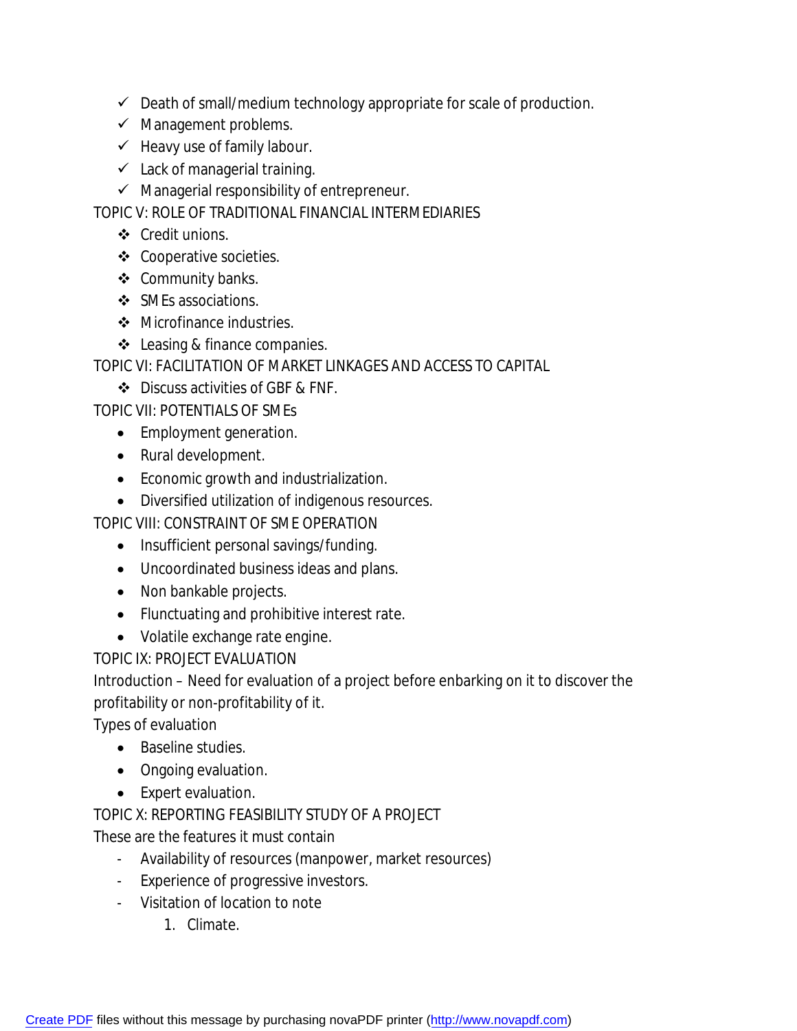- ✓ Death of small/medium technology appropriate for scale of production.
- ✓ Management problems.
- ✓ Heavy use of family labour.
- ✓ Lack of managerial training.
- ✓ Managerial responsibility of entrepreneur.

TOPIC V: ROLE OF TRADITIONAL FINANCIAL INTERMEDIARIES

- ❖ Credit unions.
- ❖ Cooperative societies.
- ❖ Community banks.
- ❖ SMEs associations.
- ❖ Microfinance industries.
- ❖ Leasing & finance companies.

TOPIC VI: FACILITATION OF MARKET LINKAGES AND ACCESS TO CAPITAL

- ❖ Discuss activities of GBF & FNF.

TOPIC VII: POTENTIALS OF SMEs

- Employment generation.
- Rural development.
- Economic growth and industrialization.
- Diversified utilization of indigenous resources.

TOPIC VIII: CONSTRAINT OF SME OPERATION

- Insufficient personal savings/funding.
- Uncoordinated business ideas and plans.
- Non bankable projects.
- Flunctuating and prohibitive interest rate.
- Volatile exchange rate engine.

TOPIC IX: PROJECT EVALUATION

Introduction – Need for evaluation of a project before enbarking on it to discover the profitability or non-profitability of it.

Types of evaluation

- Baseline studies.
- Ongoing evaluation.
- Expert evaluation.

TOPIC X: REPORTING FEASIBILITY STUDY OF A PROJECT

These are the features it must contain

- Availability of resources (manpower, market resources)
- Experience of progressive investors.
- Visitation of location to note
    1. Climate.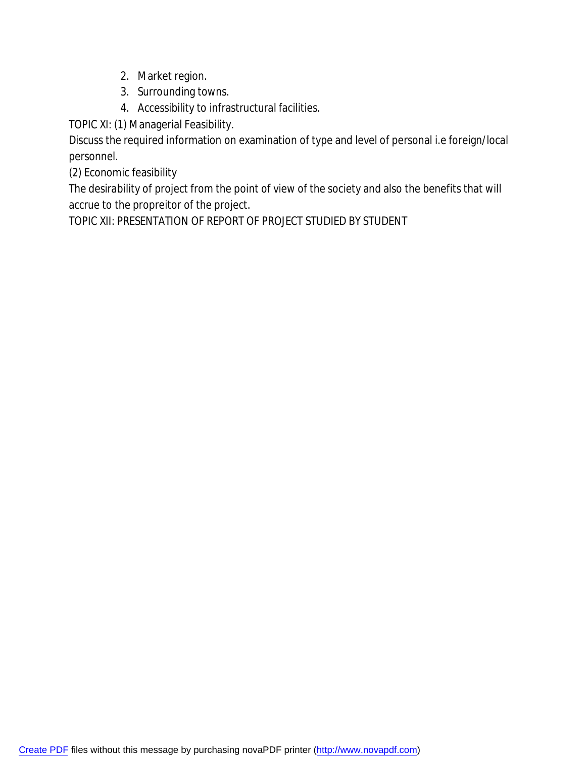2. Market region.
3. Surrounding towns.
4. Accessibility to infrastructural facilities.

TOPIC XI: (1) Managerial Feasibility.

Discuss the required information on examination of type and level of personal i.e foreign/local personnel.

(2) Economic feasibility

The desirability of project from the point of view of the society and also the benefits that will accrue to the propreitor of the project.

TOPIC XII: PRESENTATION OF REPORT OF PROJECT STUDIED BY STUDENT